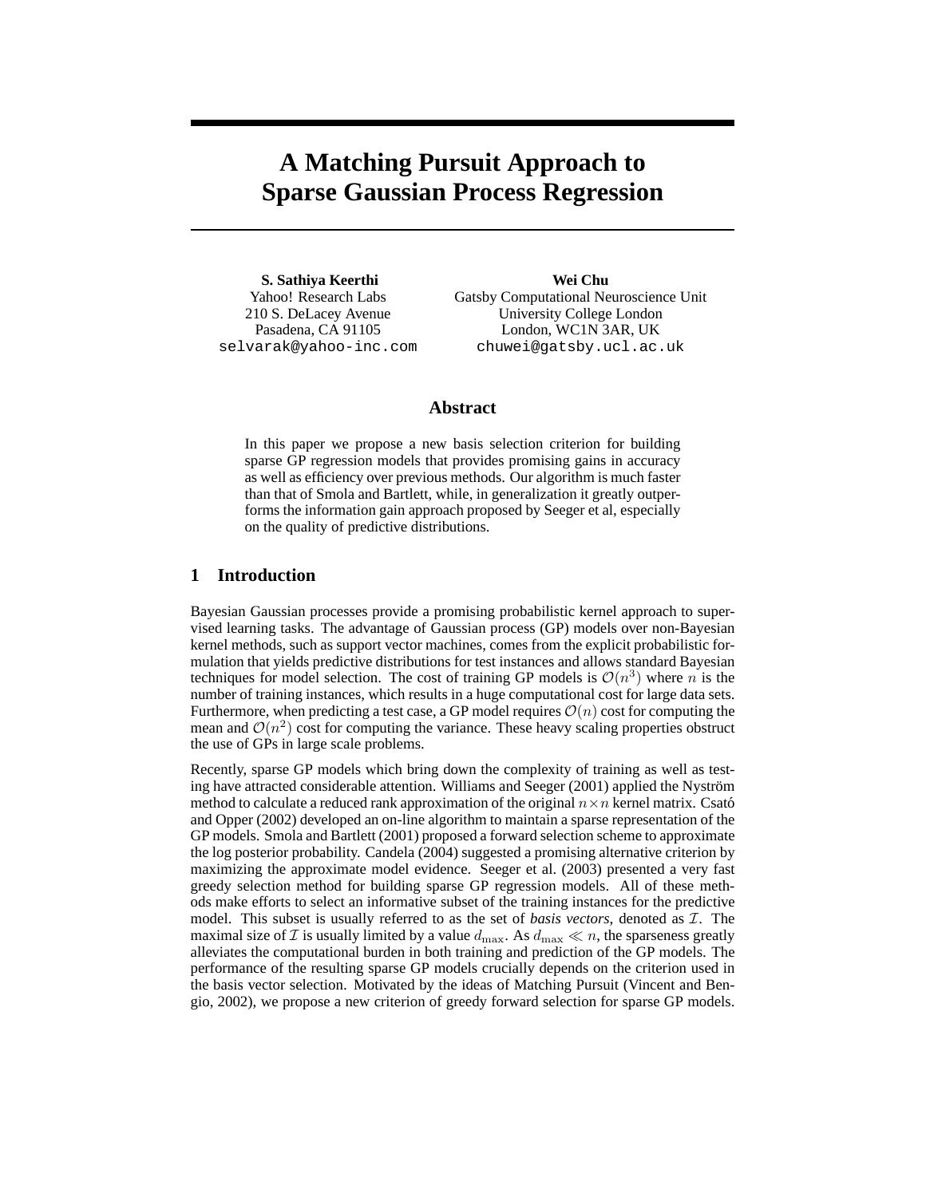# A Matching Pursuit Approach to Sparse Gaussian Process Regression

**S. Sathiya Keerthi**
Yahoo! Research Labs
210 S. DeLacey Avenue
Pasadena, CA 91105
selvarak@yahoo-inc.com

**Wei Chu**
Gatsby Computational Neuroscience Unit
University College London
London, WC1N 3AR, UK
chuwei@gatsby.ucl.ac.uk

## Abstract

In this paper we propose a new basis selection criterion for building sparse GP regression models that provides promising gains in accuracy as well as efficiency over previous methods. Our algorithm is much faster than that of Smola and Bartlett, while, in generalization it greatly outperforms the information gain approach proposed by Seeger et al, especially on the quality of predictive distributions.

## 1 Introduction

Bayesian Gaussian processes provide a promising probabilistic kernel approach to supervised learning tasks. The advantage of Gaussian process (GP) models over non-Bayesian kernel methods, such as support vector machines, comes from the explicit probabilistic formulation that yields predictive distributions for test instances and allows standard Bayesian techniques for model selection. The cost of training GP models is $\mathcal{O}(n^3)$ where $n$ is the number of training instances, which results in a huge computational cost for large data sets. Furthermore, when predicting a test case, a GP model requires $\mathcal{O}(n)$ cost for computing the mean and $\mathcal{O}(n^2)$ cost for computing the variance. These heavy scaling properties obstruct the use of GPs in large scale problems.

Recently, sparse GP models which bring down the complexity of training as well as testing have attracted considerable attention. Williams and Seeger (2001) applied the Nyström method to calculate a reduced rank approximation of the original $n \times n$ kernel matrix. Csató and Opper (2002) developed an on-line algorithm to maintain a sparse representation of the GP models. Smola and Bartlett (2001) proposed a forward selection scheme to approximate the log posterior probability. Candela (2004) suggested a promising alternative criterion by maximizing the approximate model evidence. Seeger et al. (2003) presented a very fast greedy selection method for building sparse GP regression models. All of these methods make efforts to select an informative subset of the training instances for the predictive model. This subset is usually referred to as the set of *basis vectors*, denoted as $\mathcal{I}$. The maximal size of $\mathcal{I}$ is usually limited by a value $d_{\max}$. As $d_{\max} \ll n$, the sparseness greatly alleviates the computational burden in both training and prediction of the GP models. The performance of the resulting sparse GP models crucially depends on the criterion used in the basis vector selection. Motivated by the ideas of Matching Pursuit (Vincent and Bengio, 2002), we propose a new criterion of greedy forward selection for sparse GP models.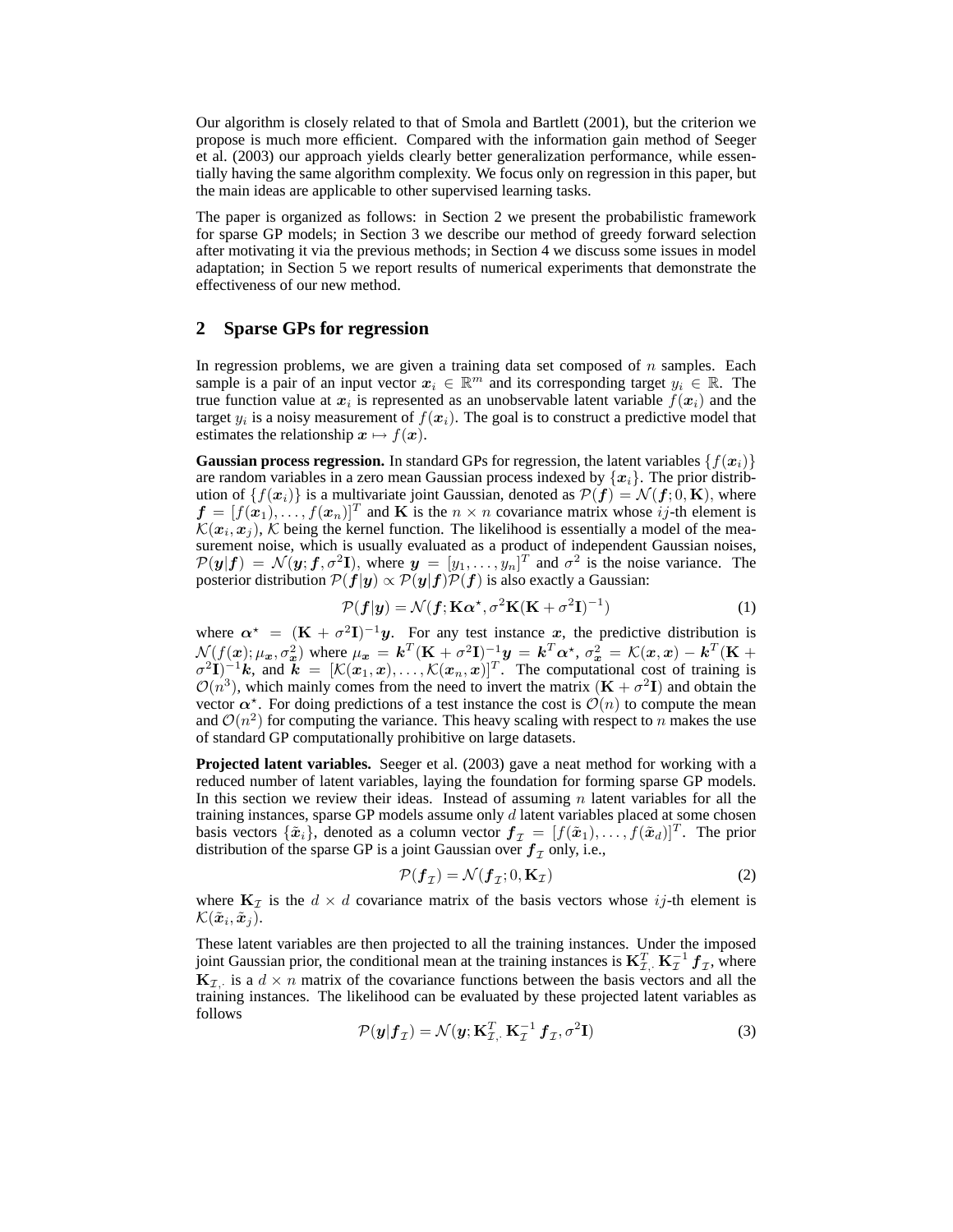Our algorithm is closely related to that of Smola and Bartlett (2001), but the criterion we propose is much more efficient. Compared with the information gain method of Seeger et al. (2003) our approach yields clearly better generalization performance, while essentially having the same algorithm complexity. We focus only on regression in this paper, but the main ideas are applicable to other supervised learning tasks.

The paper is organized as follows: in Section 2 we present the probabilistic framework for sparse GP models; in Section 3 we describe our method of greedy forward selection after motivating it via the previous methods; in Section 4 we discuss some issues in model adaptation; in Section 5 we report results of numerical experiments that demonstrate the effectiveness of our new method.

## 2 Sparse GPs for regression

In regression problems, we are given a training data set composed of $n$ samples. Each sample is a pair of an input vector $\boldsymbol{x}_i \in \mathbb{R}^m$ and its corresponding target $y_i \in \mathbb{R}$. The true function value at $\boldsymbol{x}_i$ is represented as an unobservable latent variable $f(\boldsymbol{x}_i)$ and the target $y_i$ is a noisy measurement of $f(\boldsymbol{x}_i)$. The goal is to construct a predictive model that estimates the relationship $\boldsymbol{x} \mapsto f(\boldsymbol{x})$.

**Gaussian process regression.** In standard GPs for regression, the latent variables $\{f(\boldsymbol{x}_i)\}$ are random variables in a zero mean Gaussian process indexed by $\{\boldsymbol{x}_i\}$. The prior distribution of $\{f(\boldsymbol{x}_i)\}$ is a multivariate joint Gaussian, denoted as $\mathcal{P}(\boldsymbol{f}) = \mathcal{N}(\boldsymbol{f}; 0, \mathbf{K})$, where $\boldsymbol{f} = [f(\boldsymbol{x}_1), \ldots, f(\boldsymbol{x}_n)]^T$ and $\mathbf{K}$ is the $n \times n$ covariance matrix whose $ij$-th element is $\mathcal{K}(\boldsymbol{x}_i, \boldsymbol{x}_j)$, $\mathcal{K}$ being the kernel function. The likelihood is essentially a model of the measurement noise, which is usually evaluated as a product of independent Gaussian noises, $\mathcal{P}(\boldsymbol{y}|\boldsymbol{f}) = \mathcal{N}(\boldsymbol{y}; \boldsymbol{f}, \sigma^2\mathbf{I})$, where $\boldsymbol{y} = [y_1, \ldots, y_n]^T$ and $\sigma^2$ is the noise variance. The posterior distribution $\mathcal{P}(\boldsymbol{f}|\boldsymbol{y}) \propto \mathcal{P}(\boldsymbol{y}|\boldsymbol{f})\mathcal{P}(\boldsymbol{f})$ is also exactly a Gaussian:

$$\mathcal{P}(\boldsymbol{f}|\boldsymbol{y}) = \mathcal{N}(\boldsymbol{f}; \mathbf{K}\boldsymbol{\alpha}^\star, \sigma^2\mathbf{K}(\mathbf{K} + \sigma^2\mathbf{I})^{-1}) \tag{1}$$

where $\boldsymbol{\alpha}^\star = (\mathbf{K} + \sigma^2\mathbf{I})^{-1}\boldsymbol{y}$. For any test instance $\boldsymbol{x}$, the predictive distribution is $\mathcal{N}(f(\boldsymbol{x}); \mu_{\boldsymbol{x}}, \sigma^2_{\boldsymbol{x}})$ where $\mu_{\boldsymbol{x}} = \boldsymbol{k}^T(\mathbf{K} + \sigma^2\mathbf{I})^{-1}\boldsymbol{y} = \boldsymbol{k}^T\boldsymbol{\alpha}^\star$, $\sigma^2_{\boldsymbol{x}} = \mathcal{K}(\boldsymbol{x}, \boldsymbol{x}) - \boldsymbol{k}^T(\mathbf{K} + \sigma^2\mathbf{I})^{-1}\boldsymbol{k}$, and $\boldsymbol{k} = [\mathcal{K}(\boldsymbol{x}_1, \boldsymbol{x}), \ldots, \mathcal{K}(\boldsymbol{x}_n, \boldsymbol{x})]^T$. The computational cost of training is $\mathcal{O}(n^3)$, which mainly comes from the need to invert the matrix $(\mathbf{K} + \sigma^2\mathbf{I})$ and obtain the vector $\boldsymbol{\alpha}^\star$. For doing predictions of a test instance the cost is $\mathcal{O}(n)$ to compute the mean and $\mathcal{O}(n^2)$ for computing the variance. This heavy scaling with respect to $n$ makes the use of standard GP computationally prohibitive on large datasets.

**Projected latent variables.** Seeger et al. (2003) gave a neat method for working with a reduced number of latent variables, laying the foundation for forming sparse GP models. In this section we review their ideas. Instead of assuming $n$ latent variables for all the training instances, sparse GP models assume only $d$ latent variables placed at some chosen basis vectors $\{\tilde{\boldsymbol{x}}_i\}$, denoted as a column vector $\boldsymbol{f}_{\mathcal{I}} = [f(\tilde{\boldsymbol{x}}_1), \ldots, f(\tilde{\boldsymbol{x}}_d)]^T$. The prior distribution of the sparse GP is a joint Gaussian over $\boldsymbol{f}_{\mathcal{I}}$ only, i.e.,

$$\mathcal{P}(\boldsymbol{f}_{\mathcal{I}}) = \mathcal{N}(\boldsymbol{f}_{\mathcal{I}}; 0, \mathbf{K}_{\mathcal{I}}) \tag{2}$$

where $\mathbf{K}_{\mathcal{I}}$ is the $d \times d$ covariance matrix of the basis vectors whose $ij$-th element is $\mathcal{K}(\tilde{\boldsymbol{x}}_i, \tilde{\boldsymbol{x}}_j)$.

These latent variables are then projected to all the training instances. Under the imposed joint Gaussian prior, the conditional mean at the training instances is $\mathbf{K}_{\mathcal{I},\cdot}^T \mathbf{K}_{\mathcal{I}}^{-1} \boldsymbol{f}_{\mathcal{I}}$, where $\mathbf{K}_{\mathcal{I},\cdot}$ is a $d \times n$ matrix of the covariance functions between the basis vectors and all the training instances. The likelihood can be evaluated by these projected latent variables as follows

$$\mathcal{P}(\boldsymbol{y}|\boldsymbol{f}_{\mathcal{I}}) = \mathcal{N}(\boldsymbol{y}; \mathbf{K}_{\mathcal{I},\cdot}^T \mathbf{K}_{\mathcal{I}}^{-1} \boldsymbol{f}_{\mathcal{I}}, \sigma^2\mathbf{I}) \tag{3}$$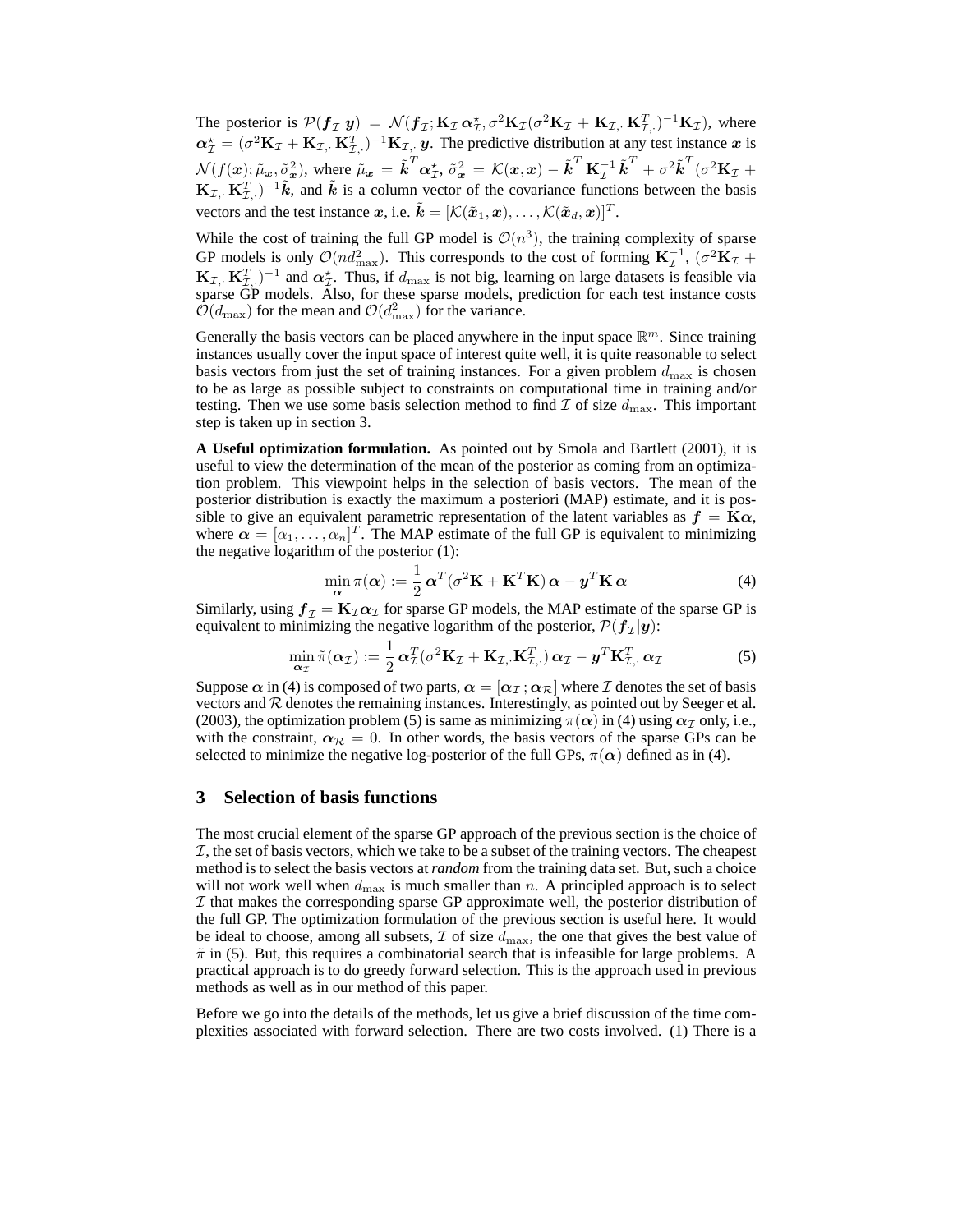The posterior is $\mathcal{P}(\boldsymbol{f}_\mathcal{I}|\boldsymbol{y}) = \mathcal{N}(\boldsymbol{f}_\mathcal{I}; \mathbf{K}_\mathcal{I}\,\boldsymbol{\alpha}^\star_\mathcal{I}, \sigma^2\mathbf{K}_\mathcal{I}(\sigma^2\mathbf{K}_\mathcal{I} + \mathbf{K}_{\mathcal{I},\cdot}\,\mathbf{K}^T_{\mathcal{I},\cdot})^{-1}\mathbf{K}_\mathcal{I})$, where $\boldsymbol{\alpha}^\star_\mathcal{I} = (\sigma^2\mathbf{K}_\mathcal{I} + \mathbf{K}_{\mathcal{I},\cdot}\,\mathbf{K}^T_{\mathcal{I},\cdot})^{-1}\mathbf{K}_{\mathcal{I},\cdot}\,\boldsymbol{y}$. The predictive distribution at any test instance $\boldsymbol{x}$ is $\mathcal{N}(f(\boldsymbol{x}); \tilde{\mu}_{\boldsymbol{x}}, \tilde{\sigma}^2_{\boldsymbol{x}})$, where $\tilde{\mu}_{\boldsymbol{x}} = \tilde{\boldsymbol{k}}^T\boldsymbol{\alpha}^\star_\mathcal{I}$, $\tilde{\sigma}^2_{\boldsymbol{x}} = \mathcal{K}(\boldsymbol{x},\boldsymbol{x}) - \tilde{\boldsymbol{k}}^T\,\mathbf{K}^{-1}_\mathcal{I}\,\tilde{\boldsymbol{k}}^T + \sigma^2\tilde{\boldsymbol{k}}^T(\sigma^2\mathbf{K}_\mathcal{I} + \mathbf{K}_{\mathcal{I},\cdot}\,\mathbf{K}^T_{\mathcal{I},\cdot})^{-1}\tilde{\boldsymbol{k}}$, and $\tilde{\boldsymbol{k}}$ is a column vector of the covariance functions between the basis vectors and the test instance $\boldsymbol{x}$, i.e. $\tilde{\boldsymbol{k}} = [\mathcal{K}(\tilde{\boldsymbol{x}}_1,\boldsymbol{x}),\ldots,\mathcal{K}(\tilde{\boldsymbol{x}}_d,\boldsymbol{x})]^T$.

While the cost of training the full GP model is $\mathcal{O}(n^3)$, the training complexity of sparse GP models is only $\mathcal{O}(nd^2_{\max})$. This corresponds to the cost of forming $\mathbf{K}^{-1}_\mathcal{I}$, $(\sigma^2\mathbf{K}_\mathcal{I} + \mathbf{K}_{\mathcal{I},\cdot}\,\mathbf{K}^T_{\mathcal{I},\cdot})^{-1}$ and $\boldsymbol{\alpha}^\star_\mathcal{I}$. Thus, if $d_{\max}$ is not big, learning on large datasets is feasible via sparse GP models. Also, for these sparse models, prediction for each test instance costs $\mathcal{O}(d_{\max})$ for the mean and $\mathcal{O}(d^2_{\max})$ for the variance.

Generally the basis vectors can be placed anywhere in the input space $\mathbb{R}^m$. Since training instances usually cover the input space of interest quite well, it is quite reasonable to select basis vectors from just the set of training instances. For a given problem $d_{\max}$ is chosen to be as large as possible subject to constraints on computational time in training and/or testing. Then we use some basis selection method to find $\mathcal{I}$ of size $d_{\max}$. This important step is taken up in section 3.

**A Useful optimization formulation.** As pointed out by Smola and Bartlett (2001), it is useful to view the determination of the mean of the posterior as coming from an optimization problem. This viewpoint helps in the selection of basis vectors. The mean of the posterior distribution is exactly the maximum a posteriori (MAP) estimate, and it is possible to give an equivalent parametric representation of the latent variables as $\boldsymbol{f} = \mathbf{K}\boldsymbol{\alpha}$, where $\boldsymbol{\alpha} = [\alpha_1,\ldots,\alpha_n]^T$. The MAP estimate of the full GP is equivalent to minimizing the negative logarithm of the posterior (1):

$$\min_{\boldsymbol{\alpha}} \pi(\boldsymbol{\alpha}) := \frac{1}{2}\,\boldsymbol{\alpha}^T(\sigma^2\mathbf{K} + \mathbf{K}^T\mathbf{K})\,\boldsymbol{\alpha} - \boldsymbol{y}^T\mathbf{K}\,\boldsymbol{\alpha} \tag{4}$$

Similarly, using $\boldsymbol{f}_\mathcal{I} = \mathbf{K}_\mathcal{I}\boldsymbol{\alpha}_\mathcal{I}$ for sparse GP models, the MAP estimate of the sparse GP is equivalent to minimizing the negative logarithm of the posterior, $\mathcal{P}(\boldsymbol{f}_\mathcal{I}|\boldsymbol{y})$:

$$\min_{\boldsymbol{\alpha}_\mathcal{I}} \tilde{\pi}(\boldsymbol{\alpha}_\mathcal{I}) := \frac{1}{2}\,\boldsymbol{\alpha}^T_\mathcal{I}(\sigma^2\mathbf{K}_\mathcal{I} + \mathbf{K}_{\mathcal{I},\cdot}\mathbf{K}^T_{\mathcal{I},\cdot})\,\boldsymbol{\alpha}_\mathcal{I} - \boldsymbol{y}^T\mathbf{K}^T_{\mathcal{I},\cdot}\,\boldsymbol{\alpha}_\mathcal{I} \tag{5}$$

Suppose $\boldsymbol{\alpha}$ in (4) is composed of two parts, $\boldsymbol{\alpha} = [\boldsymbol{\alpha}_\mathcal{I}\,;\boldsymbol{\alpha}_\mathcal{R}]$ where $\mathcal{I}$ denotes the set of basis vectors and $\mathcal{R}$ denotes the remaining instances. Interestingly, as pointed out by Seeger et al. (2003), the optimization problem (5) is same as minimizing $\pi(\boldsymbol{\alpha})$ in (4) using $\boldsymbol{\alpha}_\mathcal{I}$ only, i.e., with the constraint, $\boldsymbol{\alpha}_\mathcal{R} = 0$. In other words, the basis vectors of the sparse GPs can be selected to minimize the negative log-posterior of the full GPs, $\pi(\boldsymbol{\alpha})$ defined as in (4).

## 3 Selection of basis functions

The most crucial element of the sparse GP approach of the previous section is the choice of $\mathcal{I}$, the set of basis vectors, which we take to be a subset of the training vectors. The cheapest method is to select the basis vectors at ***random*** from the training data set. But, such a choice will not work well when $d_{\max}$ is much smaller than $n$. A principled approach is to select $\mathcal{I}$ that makes the corresponding sparse GP approximate well, the posterior distribution of the full GP. The optimization formulation of the previous section is useful here. It would be ideal to choose, among all subsets, $\mathcal{I}$ of size $d_{\max}$, the one that gives the best value of $\tilde{\pi}$ in (5). But, this requires a combinatorial search that is infeasible for large problems. A practical approach is to do greedy forward selection. This is the approach used in previous methods as well as in our method of this paper.

Before we go into the details of the methods, let us give a brief discussion of the time complexities associated with forward selection. There are two costs involved. (1) There is a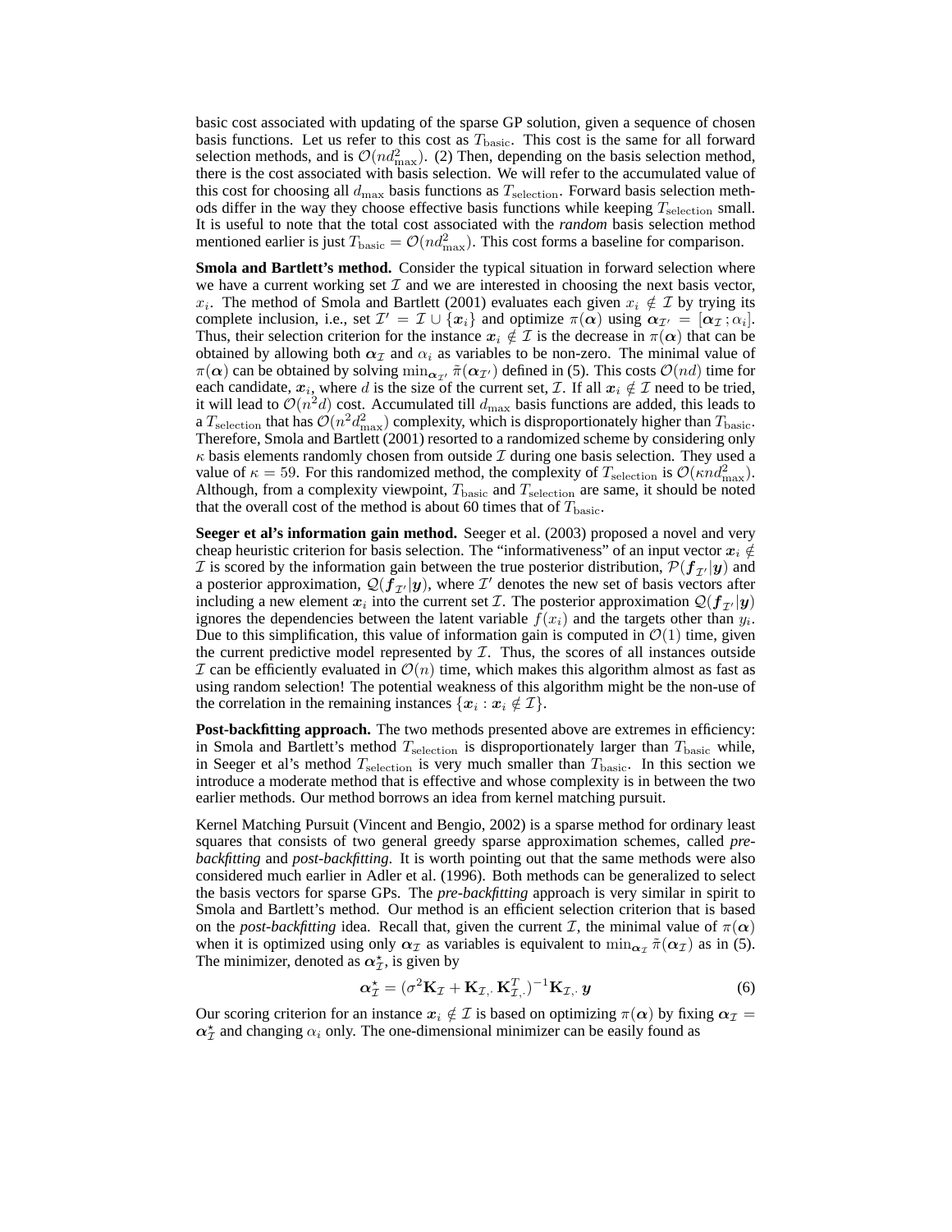basic cost associated with updating of the sparse GP solution, given a sequence of chosen basis functions. Let us refer to this cost as $T_{\text{basic}}$. This cost is the same for all forward selection methods, and is $\mathcal{O}(nd_{\max}^2)$. (2) Then, depending on the basis selection method, there is the cost associated with basis selection. We will refer to the accumulated value of this cost for choosing all $d_{\max}$ basis functions as $T_{\text{selection}}$. Forward basis selection methods differ in the way they choose effective basis functions while keeping $T_{\text{selection}}$ small. It is useful to note that the total cost associated with the *random* basis selection method mentioned earlier is just $T_{\text{basic}} = \mathcal{O}(nd_{\max}^2)$. This cost forms a baseline for comparison.

**Smola and Bartlett's method.** Consider the typical situation in forward selection where we have a current working set $\mathcal{I}$ and we are interested in choosing the next basis vector, $x_i$. The method of Smola and Bartlett (2001) evaluates each given $x_i \notin \mathcal{I}$ by trying its complete inclusion, i.e., set $\mathcal{I}' = \mathcal{I} \cup \{\boldsymbol{x}_i\}$ and optimize $\pi(\boldsymbol{\alpha})$ using $\boldsymbol{\alpha}_{\mathcal{I}'} = [\boldsymbol{\alpha}_{\mathcal{I}}\,; \alpha_i]$. Thus, their selection criterion for the instance $\boldsymbol{x}_i \notin \mathcal{I}$ is the decrease in $\pi(\boldsymbol{\alpha})$ that can be obtained by allowing both $\boldsymbol{\alpha}_{\mathcal{I}}$ and $\alpha_i$ as variables to be non-zero. The minimal value of $\pi(\boldsymbol{\alpha})$ can be obtained by solving $\min_{\boldsymbol{\alpha}_{\mathcal{I}'}} \tilde{\pi}(\boldsymbol{\alpha}_{\mathcal{I}'})$ defined in (5). This costs $\mathcal{O}(nd)$ time for each candidate, $\boldsymbol{x}_i$, where $d$ is the size of the current set, $\mathcal{I}$. If all $\boldsymbol{x}_i \notin \mathcal{I}$ need to be tried, it will lead to $\mathcal{O}(n^2 d)$ cost. Accumulated till $d_{\max}$ basis functions are added, this leads to a $T_{\text{selection}}$ that has $\mathcal{O}(n^2 d_{\max}^2)$ complexity, which is disproportionately higher than $T_{\text{basic}}$. Therefore, Smola and Bartlett (2001) resorted to a randomized scheme by considering only $\kappa$ basis elements randomly chosen from outside $\mathcal{I}$ during one basis selection. They used a value of $\kappa = 59$. For this randomized method, the complexity of $T_{\text{selection}}$ is $\mathcal{O}(\kappa n d_{\max}^2)$. Although, from a complexity viewpoint, $T_{\text{basic}}$ and $T_{\text{selection}}$ are same, it should be noted that the overall cost of the method is about 60 times that of $T_{\text{basic}}$.

**Seeger et al's information gain method.** Seeger et al. (2003) proposed a novel and very cheap heuristic criterion for basis selection. The "informativeness" of an input vector $\boldsymbol{x}_i \notin \mathcal{I}$ is scored by the information gain between the true posterior distribution, $\mathcal{P}(\boldsymbol{f}_{\mathcal{I}'}|\boldsymbol{y})$ and a posterior approximation, $\mathcal{Q}(\boldsymbol{f}_{\mathcal{I}'}|\boldsymbol{y})$, where $\mathcal{I}'$ denotes the new set of basis vectors after including a new element $\boldsymbol{x}_i$ into the current set $\mathcal{I}$. The posterior approximation $\mathcal{Q}(\boldsymbol{f}_{\mathcal{I}'}|\boldsymbol{y})$ ignores the dependencies between the latent variable $f(x_i)$ and the targets other than $y_i$. Due to this simplification, this value of information gain is computed in $\mathcal{O}(1)$ time, given the current predictive model represented by $\mathcal{I}$. Thus, the scores of all instances outside $\mathcal{I}$ can be efficiently evaluated in $\mathcal{O}(n)$ time, which makes this algorithm almost as fast as using random selection! The potential weakness of this algorithm might be the non-use of the correlation in the remaining instances $\{\boldsymbol{x}_i : \boldsymbol{x}_i \notin \mathcal{I}\}$.

**Post-backfitting approach.** The two methods presented above are extremes in efficiency: in Smola and Bartlett's method $T_{\text{selection}}$ is disproportionately larger than $T_{\text{basic}}$ while, in Seeger et al's method $T_{\text{selection}}$ is very much smaller than $T_{\text{basic}}$. In this section we introduce a moderate method that is effective and whose complexity is in between the two earlier methods. Our method borrows an idea from kernel matching pursuit.

Kernel Matching Pursuit (Vincent and Bengio, 2002) is a sparse method for ordinary least squares that consists of two general greedy sparse approximation schemes, called *pre-backfitting* and *post-backfitting*. It is worth pointing out that the same methods were also considered much earlier in Adler et al. (1996). Both methods can be generalized to select the basis vectors for sparse GPs. The *pre-backfitting* approach is very similar in spirit to Smola and Bartlett's method. Our method is an efficient selection criterion that is based on the *post-backfitting* idea. Recall that, given the current $\mathcal{I}$, the minimal value of $\pi(\boldsymbol{\alpha})$ when it is optimized using only $\boldsymbol{\alpha}_{\mathcal{I}}$ as variables is equivalent to $\min_{\boldsymbol{\alpha}_{\mathcal{I}}} \tilde{\pi}(\boldsymbol{\alpha}_{\mathcal{I}})$ as in (5). The minimizer, denoted as $\boldsymbol{\alpha}_{\mathcal{I}}^{\star}$, is given by

$$\boldsymbol{\alpha}_{\mathcal{I}}^{\star} = (\sigma^2 \mathbf{K}_{\mathcal{I}} + \mathbf{K}_{\mathcal{I},\cdot}\, \mathbf{K}_{\mathcal{I},\cdot}^T)^{-1} \mathbf{K}_{\mathcal{I},\cdot}\, \boldsymbol{y} \tag{6}$$

Our scoring criterion for an instance $\boldsymbol{x}_i \notin \mathcal{I}$ is based on optimizing $\pi(\boldsymbol{\alpha})$ by fixing $\boldsymbol{\alpha}_{\mathcal{I}} = \boldsymbol{\alpha}_{\mathcal{I}}^{\star}$ and changing $\alpha_i$ only. The one-dimensional minimizer can be easily found as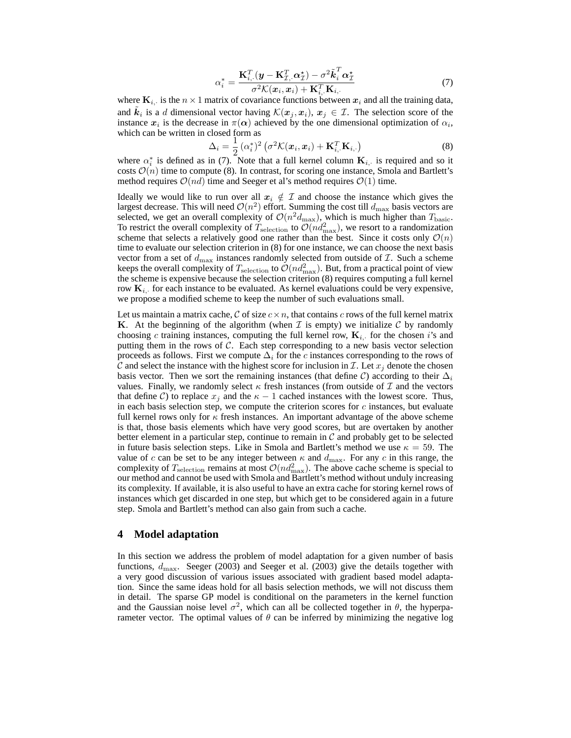$$\alpha_i^* = \frac{\mathbf{K}_{i,\cdot}^T(\boldsymbol{y} - \mathbf{K}_{\mathcal{I},\cdot}^T\boldsymbol{\alpha}_{\mathcal{I}}^\star) - \sigma^2\tilde{\boldsymbol{k}}_i^T\boldsymbol{\alpha}_{\mathcal{I}}^\star}{\sigma^2\mathcal{K}(\boldsymbol{x}_i, \boldsymbol{x}_i) + \mathbf{K}_{i,\cdot}^T\mathbf{K}_{i,\cdot}} \tag{7}$$

where $\mathbf{K}_{i,\cdot}$ is the $n \times 1$ matrix of covariance functions between $\boldsymbol{x}_i$ and all the training data, and $\tilde{\boldsymbol{k}}_i$ is a $d$ dimensional vector having $\mathcal{K}(\boldsymbol{x}_j, \boldsymbol{x}_i)$, $\boldsymbol{x}_j \in \mathcal{I}$. The selection score of the instance $\boldsymbol{x}_i$ is the decrease in $\pi(\boldsymbol{\alpha})$ achieved by the one dimensional optimization of $\alpha_i$, which can be written in closed form as

$$\Delta_i = \frac{1}{2}(\alpha_i^*)^2\left(\sigma^2\mathcal{K}(\boldsymbol{x}_i, \boldsymbol{x}_i) + \mathbf{K}_{i,\cdot}^T\mathbf{K}_{i,\cdot}\right) \tag{8}$$

where $\alpha_i^*$ is defined as in (7). Note that a full kernel column $\mathbf{K}_{i,\cdot}$ is required and so it costs $\mathcal{O}(n)$ time to compute (8). In contrast, for scoring one instance, Smola and Bartlett's method requires $\mathcal{O}(nd)$ time and Seeger et al's method requires $\mathcal{O}(1)$ time.

Ideally we would like to run over all $\boldsymbol{x}_i \notin \mathcal{I}$ and choose the instance which gives the largest decrease. This will need $\mathcal{O}(n^2)$ effort. Summing the cost till $d_{\max}$ basis vectors are selected, we get an overall complexity of $\mathcal{O}(n^2 d_{\max})$, which is much higher than $T_{\text{basic}}$. To restrict the overall complexity of $T_{\text{selection}}$ to $\mathcal{O}(nd_{\max}^2)$, we resort to a randomization scheme that selects a relatively good one rather than the best. Since it costs only $\mathcal{O}(n)$ time to evaluate our selection criterion in (8) for one instance, we can choose the next basis vector from a set of $d_{\max}$ instances randomly selected from outside of $\mathcal{I}$. Such a scheme keeps the overall complexity of $T_{\text{selection}}$ to $\mathcal{O}(nd_{\max}^2)$. But, from a practical point of view the scheme is expensive because the selection criterion (8) requires computing a full kernel row $\mathbf{K}_{i,\cdot}$ for each instance to be evaluated. As kernel evaluations could be very expensive, we propose a modified scheme to keep the number of such evaluations small.

Let us maintain a matrix cache, $\mathcal{C}$ of size $c \times n$, that contains $c$ rows of the full kernel matrix $\mathbf{K}$. At the beginning of the algorithm (when $\mathcal{I}$ is empty) we initialize $\mathcal{C}$ by randomly choosing $c$ training instances, computing the full kernel row, $\mathbf{K}_{i,\cdot}$ for the chosen $i$'s and putting them in the rows of $\mathcal{C}$. Each step corresponding to a new basis vector selection proceeds as follows. First we compute $\Delta_i$ for the $c$ instances corresponding to the rows of $\mathcal{C}$ and select the instance with the highest score for inclusion in $\mathcal{I}$. Let $x_j$ denote the chosen basis vector. Then we sort the remaining instances (that define $\mathcal{C}$) according to their $\Delta_i$ values. Finally, we randomly select $\kappa$ fresh instances (from outside of $\mathcal{I}$ and the vectors that define $\mathcal{C}$) to replace $x_j$ and the $\kappa - 1$ cached instances with the lowest score. Thus, in each basis selection step, we compute the criterion scores for $c$ instances, but evaluate full kernel rows only for $\kappa$ fresh instances. An important advantage of the above scheme is that, those basis elements which have very good scores, but are overtaken by another better element in a particular step, continue to remain in $\mathcal{C}$ and probably get to be selected in future basis selection steps. Like in Smola and Bartlett's method we use $\kappa = 59$. The value of $c$ can be set to be any integer between $\kappa$ and $d_{\max}$. For any $c$ in this range, the complexity of $T_{\text{selection}}$ remains at most $\mathcal{O}(nd_{\max}^2)$. The above cache scheme is special to our method and cannot be used with Smola and Bartlett's method without unduly increasing its complexity. If available, it is also useful to have an extra cache for storing kernel rows of instances which get discarded in one step, but which get to be considered again in a future step. Smola and Bartlett's method can also gain from such a cache.

## 4 Model adaptation

In this section we address the problem of model adaptation for a given number of basis functions, $d_{\max}$. Seeger (2003) and Seeger et al. (2003) give the details together with a very good discussion of various issues associated with gradient based model adaptation. Since the same ideas hold for all basis selection methods, we will not discuss them in detail. The sparse GP model is conditional on the parameters in the kernel function and the Gaussian noise level $\sigma^2$, which can all be collected together in $\theta$, the hyperparameter vector. The optimal values of $\theta$ can be inferred by minimizing the negative log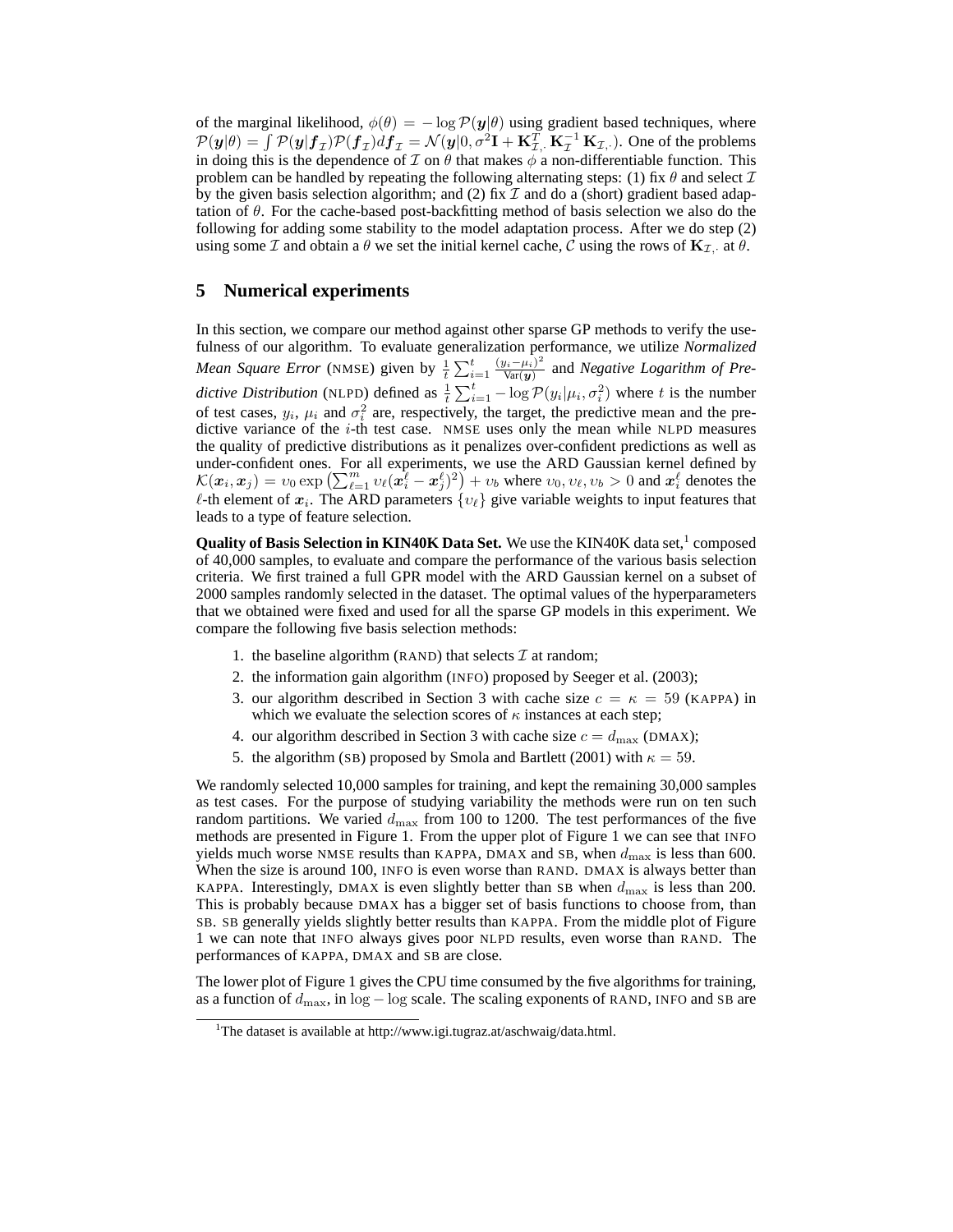of the marginal likelihood, $\phi(\theta) = -\log \mathcal{P}(\boldsymbol{y}|\theta)$ using gradient based techniques, where $\mathcal{P}(\boldsymbol{y}|\theta) = \int \mathcal{P}(\boldsymbol{y}|\boldsymbol{f}_\mathcal{I})\mathcal{P}(\boldsymbol{f}_\mathcal{I})d\boldsymbol{f}_\mathcal{I} = \mathcal{N}(\boldsymbol{y}|0, \sigma^2\mathbf{I} + \mathbf{K}_{\mathcal{I},\cdot}^T \mathbf{K}_\mathcal{I}^{-1} \mathbf{K}_{\mathcal{I},\cdot})$. One of the problems in doing this is the dependence of $\mathcal{I}$ on $\theta$ that makes $\phi$ a non-differentiable function. This problem can be handled by repeating the following alternating steps: (1) fix $\theta$ and select $\mathcal{I}$ by the given basis selection algorithm; and (2) fix $\mathcal{I}$ and do a (short) gradient based adaptation of $\theta$. For the cache-based post-backfitting method of basis selection we also do the following for adding some stability to the model adaptation process. After we do step (2) using some $\mathcal{I}$ and obtain a $\theta$ we set the initial kernel cache, $\mathcal{C}$ using the rows of $\mathbf{K}_{\mathcal{I},\cdot}$ at $\theta$.

## 5 Numerical experiments

In this section, we compare our method against other sparse GP methods to verify the usefulness of our algorithm. To evaluate generalization performance, we utilize *Normalized Mean Square Error* (NMSE) given by $\frac{1}{t}\sum_{i=1}^{t}\frac{(y_i-\mu_i)^2}{\text{Var}(\boldsymbol{y})}$ and *Negative Logarithm of Predictive Distribution* (NLPD) defined as $\frac{1}{t}\sum_{i=1}^{t} -\log \mathcal{P}(y_i|\mu_i, \sigma_i^2)$ where $t$ is the number of test cases, $y_i$, $\mu_i$ and $\sigma_i^2$ are, respectively, the target, the predictive mean and the predictive variance of the $i$-th test case. NMSE uses only the mean while NLPD measures the quality of predictive distributions as it penalizes over-confident predictions as well as under-confident ones. For all experiments, we use the ARD Gaussian kernel defined by $\mathcal{K}(\boldsymbol{x}_i, \boldsymbol{x}_j) = \upsilon_0 \exp\left(\sum_{\ell=1}^{m} \upsilon_\ell (\boldsymbol{x}_i^\ell - \boldsymbol{x}_j^\ell)^2\right) + \upsilon_b$ where $\upsilon_0, \upsilon_\ell, \upsilon_b > 0$ and $\boldsymbol{x}_i^\ell$ denotes the $\ell$-th element of $\boldsymbol{x}_i$. The ARD parameters $\{\upsilon_\ell\}$ give variable weights to input features that leads to a type of feature selection.

**Quality of Basis Selection in KIN40K Data Set.** We use the KIN40K data set,[1] composed of 40,000 samples, to evaluate and compare the performance of the various basis selection criteria. We first trained a full GPR model with the ARD Gaussian kernel on a subset of 2000 samples randomly selected in the dataset. The optimal values of the hyperparameters that we obtained were fixed and used for all the sparse GP models in this experiment. We compare the following five basis selection methods:

1. the baseline algorithm (RAND) that selects $\mathcal{I}$ at random;
2. the information gain algorithm (INFO) proposed by Seeger et al. (2003);
3. our algorithm described in Section 3 with cache size $c = \kappa = 59$ (KAPPA) in which we evaluate the selection scores of $\kappa$ instances at each step;
4. our algorithm described in Section 3 with cache size $c = d_{\max}$ (DMAX);
5. the algorithm (SB) proposed by Smola and Bartlett (2001) with $\kappa = 59$.

We randomly selected 10,000 samples for training, and kept the remaining 30,000 samples as test cases. For the purpose of studying variability the methods were run on ten such random partitions. We varied $d_{\max}$ from 100 to 1200. The test performances of the five methods are presented in Figure 1. From the upper plot of Figure 1 we can see that INFO yields much worse NMSE results than KAPPA, DMAX and SB, when $d_{\max}$ is less than 600. When the size is around 100, INFO is even worse than RAND. DMAX is always better than KAPPA. Interestingly, DMAX is even slightly better than SB when $d_{\max}$ is less than 200. This is probably because DMAX has a bigger set of basis functions to choose from, than SB. SB generally yields slightly better results than KAPPA. From the middle plot of Figure 1 we can note that INFO always gives poor NLPD results, even worse than RAND. The performances of KAPPA, DMAX and SB are close.

The lower plot of Figure 1 gives the CPU time consumed by the five algorithms for training, as a function of $d_{\max}$, in $\log - \log$ scale. The scaling exponents of RAND, INFO and SB are

[1] The dataset is available at http://www.igi.tugraz.at/aschwaig/data.html.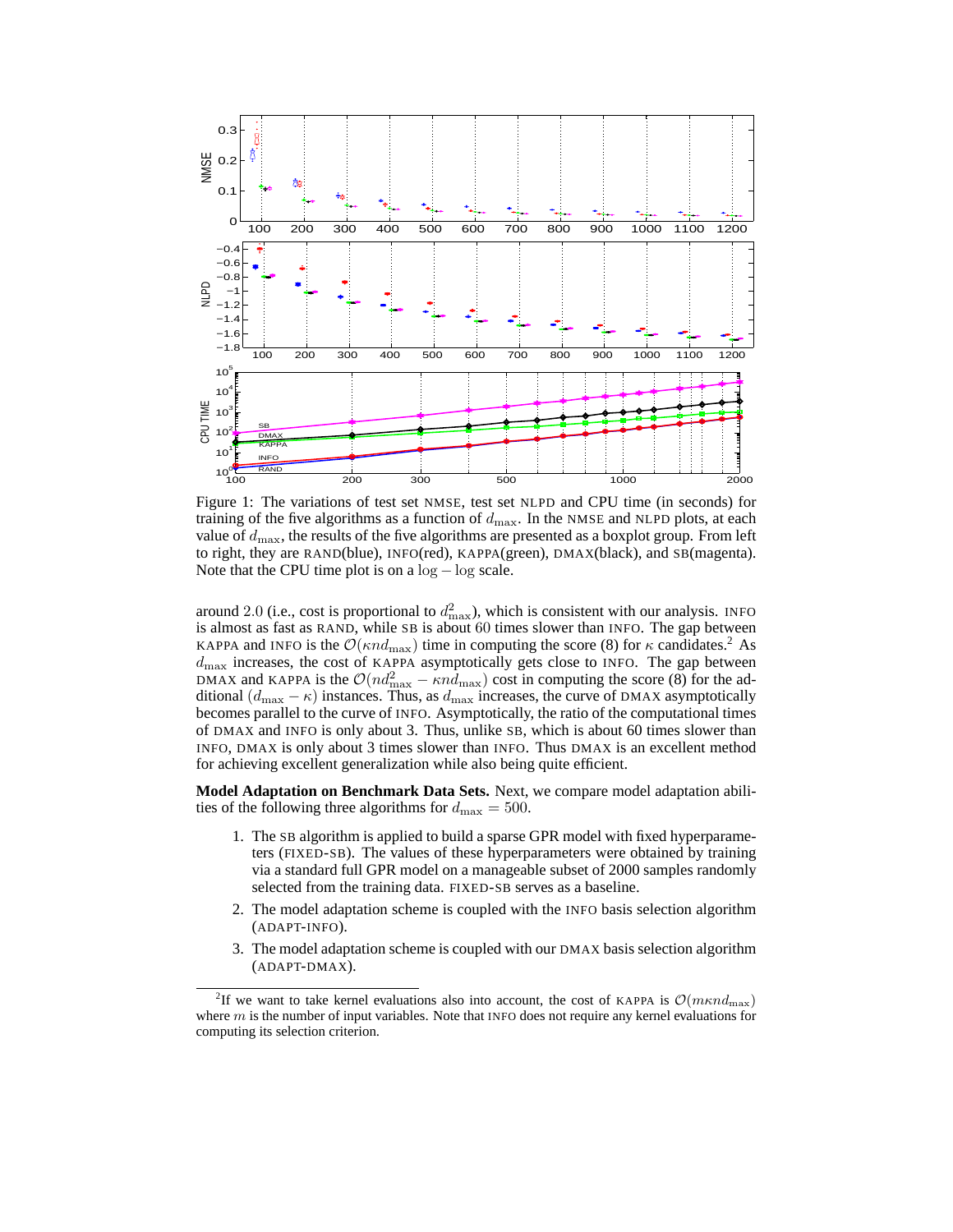NMSE

0.3
0.2
0.1
0

100 200 300 400 500 600 700 800 900 1000 1100 1200

NLPD

−0.4
−0.6
−0.8
−1
−1.2
−1.4
−1.6
−1.8

100 200 300 400 500 600 700 800 900 1000 1100 1200

CPU TIME

$10^5$
$10^4$
$10^3$
$10^2$
$10^1$
$10^0$

SB
DMAX
KAPPA
INFO
RAND

100 200 300 500 1000 2000

Figure 1: The variations of test set NMSE, test set NLPD and CPU time (in seconds) for training of the five algorithms as a function of $d_{\max}$. In the NMSE and NLPD plots, at each value of $d_{\max}$, the results of the five algorithms are presented as a boxplot group. From left to right, they are RAND(blue), INFO(red), KAPPA(green), DMAX(black), and SB(magenta). Note that the CPU time plot is on a $\log - \log$ scale.

around 2.0 (i.e., cost is proportional to $d_{\max}^2$), which is consistent with our analysis. INFO is almost as fast as RAND, while SB is about 60 times slower than INFO. The gap between KAPPA and INFO is the $\mathcal{O}(\kappa n d_{\max})$ time in computing the score (8) for $\kappa$ candidates.[2] As $d_{\max}$ increases, the cost of KAPPA asymptotically gets close to INFO. The gap between DMAX and KAPPA is the $\mathcal{O}(n d_{\max}^2 - \kappa n d_{\max})$ cost in computing the score (8) for the additional $(d_{\max} - \kappa)$ instances. Thus, as $d_{\max}$ increases, the curve of DMAX asymptotically becomes parallel to the curve of INFO. Asymptotically, the ratio of the computational times of DMAX and INFO is only about 3. Thus, unlike SB, which is about 60 times slower than INFO, DMAX is only about 3 times slower than INFO. Thus DMAX is an excellent method for achieving excellent generalization while also being quite efficient.

**Model Adaptation on Benchmark Data Sets.** Next, we compare model adaptation abilities of the following three algorithms for $d_{\max} = 500$.

1. The SB algorithm is applied to build a sparse GPR model with fixed hyperparameters (FIXED-SB). The values of these hyperparameters were obtained by training via a standard full GPR model on a manageable subset of 2000 samples randomly selected from the training data. FIXED-SB serves as a baseline.
2. The model adaptation scheme is coupled with the INFO basis selection algorithm (ADAPT-INFO).
3. The model adaptation scheme is coupled with our DMAX basis selection algorithm (ADAPT-DMAX).

---

[2] If we want to take kernel evaluations also into account, the cost of KAPPA is $\mathcal{O}(m \kappa n d_{\max})$ where $m$ is the number of input variables. Note that INFO does not require any kernel evaluations for computing its selection criterion.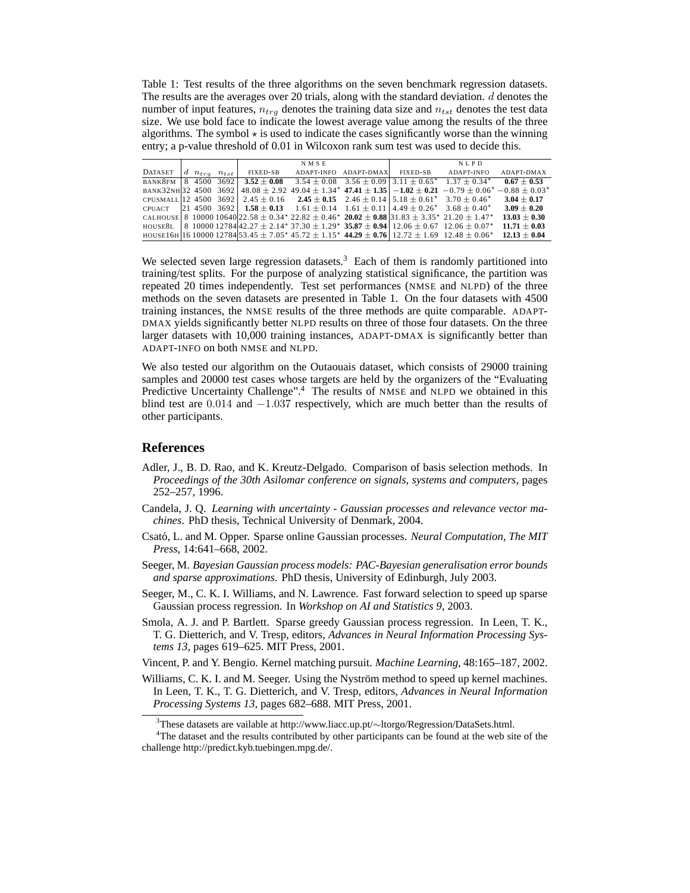Table 1: Test results of the three algorithms on the seven benchmark regression datasets. The results are the averages over 20 trials, along with the standard deviation. $d$ denotes the number of input features, $n_{trg}$ denotes the training data size and $n_{tst}$ denotes the test data size. We use bold face to indicate the lowest average value among the results of the three algorithms. The symbol $\star$ is used to indicate the cases significantly worse than the winning entry; a p-value threshold of 0.01 in Wilcoxon rank sum test was used to decide this.

| | | | | NMSE | | | NLPD | | |
|---|---|---|---|---|---|---|---|---|---|
| DATASET | $d$ | $n_{trg}$ | $n_{tst}$ | FIXED-SB | ADAPT-INFO | ADAPT-DMAX | FIXED-SB | ADAPT-INFO | ADAPT-DMAX |
| BANK8FM | 8 | 4500 | 3692 | $\mathbf{3.52 \pm 0.08}$ | $3.54 \pm 0.08$ | $3.56 \pm 0.09$ | $3.11 \pm 0.65^\star$ | $1.37 \pm 0.34^\star$ | $\mathbf{0.67 \pm 0.53}$ |
| BANK32NH | 32 | 4500 | 3692 | $48.08 \pm 2.92$ | $49.04 \pm 1.34^\star$ | $\mathbf{47.41 \pm 1.35}$ | $\mathbf{-1.02 \pm 0.21}$ | $-0.79 \pm 0.06^\star$ | $-0.88 \pm 0.03^\star$ |
| CPUSMALL | 12 | 4500 | 3692 | $2.45 \pm 0.16$ | $\mathbf{2.45 \pm 0.15}$ | $2.46 \pm 0.14$ | $5.18 \pm 0.61^\star$ | $3.70 \pm 0.46^\star$ | $\mathbf{3.04 \pm 0.17}$ |
| CPUACT | 21 | 4500 | 3692 | $\mathbf{1.58 \pm 0.13}$ | $1.61 \pm 0.14$ | $1.61 \pm 0.11$ | $4.49 \pm 0.26^\star$ | $3.68 \pm 0.40^\star$ | $\mathbf{3.09 \pm 0.20}$ |
| CALHOUSE | 8 | 10000 | 10640 | $22.58 \pm 0.34^\star$ | $22.82 \pm 0.46^\star$ | $\mathbf{20.02 \pm 0.88}$ | $31.83 \pm 3.35^\star$ | $21.20 \pm 1.47^\star$ | $\mathbf{13.03 \pm 0.30}$ |
| HOUSE8L | 8 | 10000 | 12784 | $42.27 \pm 2.14^\star$ | $37.30 \pm 1.29^\star$ | $\mathbf{35.87 \pm 0.94}$ | $12.06 \pm 0.67$ | $12.06 \pm 0.07^\star$ | $\mathbf{11.71 \pm 0.03}$ |
| HOUSE16H | 16 | 10000 | 12784 | $53.45 \pm 7.05^\star$ | $45.72 \pm 1.15^\star$ | $\mathbf{44.29 \pm 0.76}$ | $12.72 \pm 1.69$ | $12.48 \pm 0.06^\star$ | $\mathbf{12.13 \pm 0.04}$ |

We selected seven large regression datasets.[3] Each of them is randomly partitioned into training/test splits. For the purpose of analyzing statistical significance, the partition was repeated 20 times independently. Test set performances (NMSE and NLPD) of the three methods on the seven datasets are presented in Table 1. On the four datasets with 4500 training instances, the NMSE results of the three methods are quite comparable. ADAPT-DMAX yields significantly better NLPD results on three of those four datasets. On the three larger datasets with 10,000 training instances, ADAPT-DMAX is significantly better than ADAPT-INFO on both NMSE and NLPD.

We also tested our algorithm on the Outaouais dataset, which consists of 29000 training samples and 20000 test cases whose targets are held by the organizers of the "Evaluating Predictive Uncertainty Challenge".[4] The results of NMSE and NLPD we obtained in this blind test are $0.014$ and $-1.037$ respectively, which are much better than the results of other participants.

## References

Adler, J., B. D. Rao, and K. Kreutz-Delgado. Comparison of basis selection methods. In *Proceedings of the 30th Asilomar conference on signals, systems and computers*, pages 252–257, 1996.

Candela, J. Q. *Learning with uncertainty - Gaussian processes and relevance vector machines*. PhD thesis, Technical University of Denmark, 2004.

Csató, L. and M. Opper. Sparse online Gaussian processes. *Neural Computation, The MIT Press*, 14:641–668, 2002.

Seeger, M. *Bayesian Gaussian process models: PAC-Bayesian generalisation error bounds and sparse approximations*. PhD thesis, University of Edinburgh, July 2003.

Seeger, M., C. K. I. Williams, and N. Lawrence. Fast forward selection to speed up sparse Gaussian process regression. In *Workshop on AI and Statistics 9*, 2003.

Smola, A. J. and P. Bartlett. Sparse greedy Gaussian process regression. In Leen, T. K., T. G. Dietterich, and V. Tresp, editors, *Advances in Neural Information Processing Systems 13*, pages 619–625. MIT Press, 2001.

Vincent, P. and Y. Bengio. Kernel matching pursuit. *Machine Learning*, 48:165–187, 2002.

Williams, C. K. I. and M. Seeger. Using the Nyström method to speed up kernel machines. In Leen, T. K., T. G. Dietterich, and V. Tresp, editors, *Advances in Neural Information Processing Systems 13*, pages 682–688. MIT Press, 2001.

[3] These datasets are vailable at http://www.liacc.up.pt/∼ltorgo/Regression/DataSets.html.

[4] The dataset and the results contributed by other participants can be found at the web site of the challenge http://predict.kyb.tuebingen.mpg.de/.